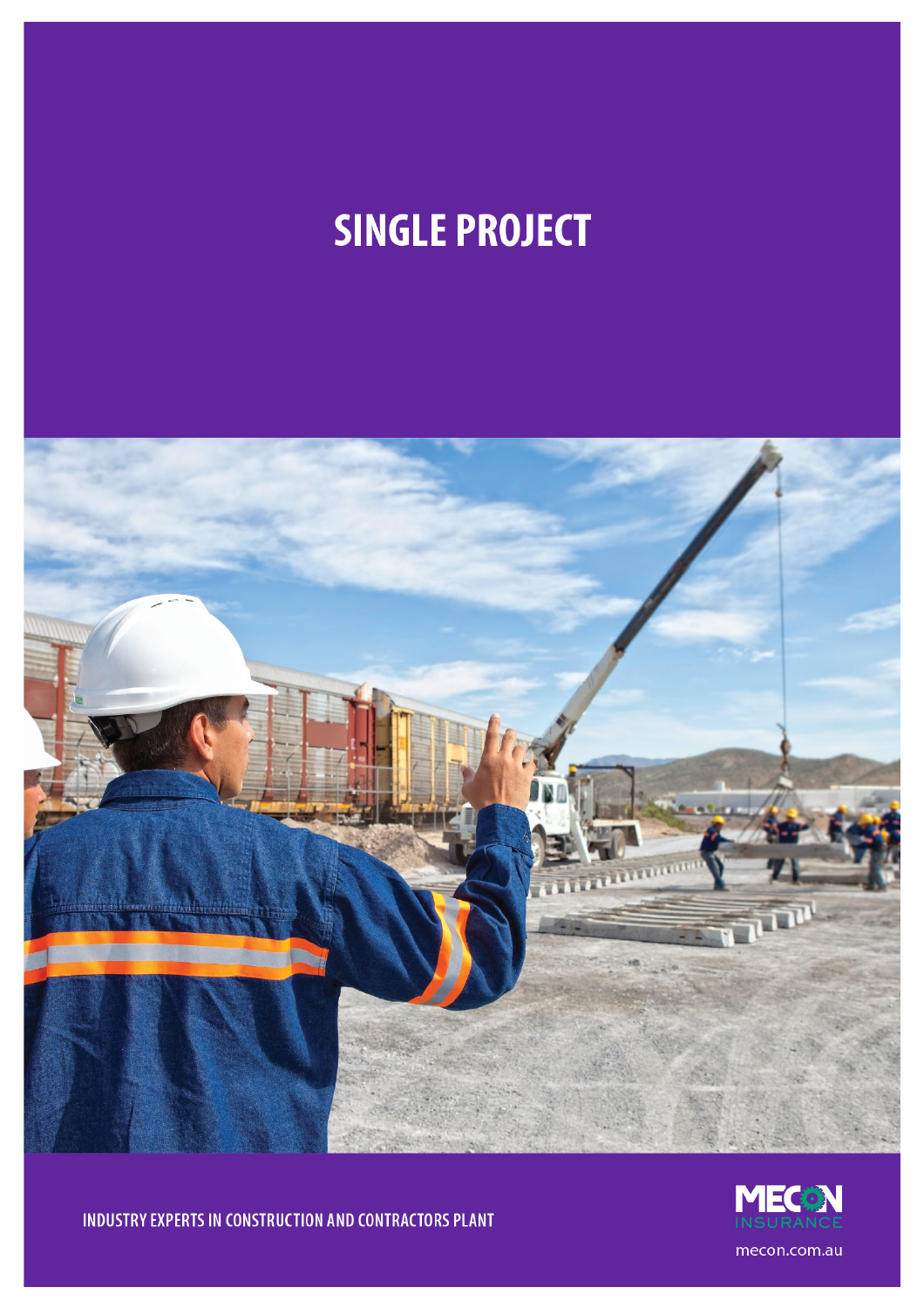# SINGLE PROJECT

INDUSTRY EXPERTS IN CONSTRUCTION AND CONTRACTORS PLANT

MECON INSURANCE

mecon.com.au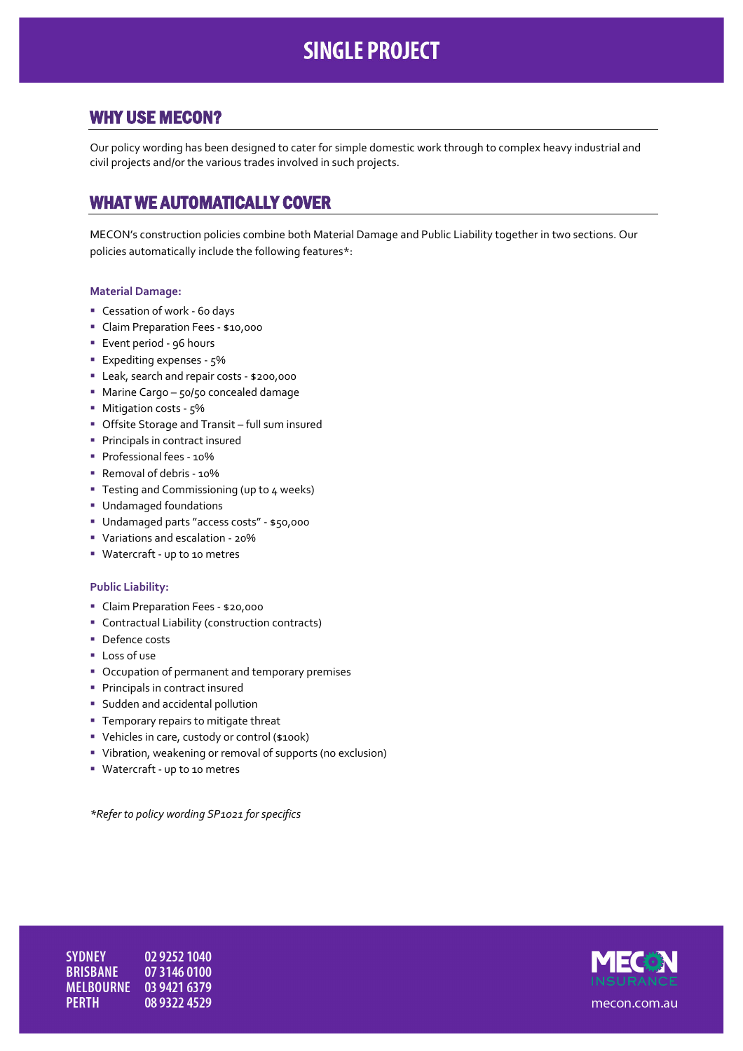# SINGLE PROJECT

## WHY USE MECON?

Our policy wording has been designed to cater for simple domestic work through to complex heavy industrial and civil projects and/or the various trades involved in such projects.

## WHAT WE AUTOMATICALLY COVER

MECON's construction policies combine both Material Damage and Public Liability together in two sections. Our policies automatically include the following features*:

**Material Damage:**

- Cessation of work - 60 days
- Claim Preparation Fees - $10,000
- Event period - 96 hours
- Expediting expenses - 5%
- Leak, search and repair costs - $200,000
- Marine Cargo – 50/50 concealed damage
- Mitigation costs - 5%
- Offsite Storage and Transit – full sum insured
- Principals in contract insured
- Professional fees - 10%
- Removal of debris - 10%
- Testing and Commissioning (up to 4 weeks)
- Undamaged foundations
- Undamaged parts "access costs" - $50,000
- Variations and escalation - 20%
- Watercraft - up to 10 metres

**Public Liability:**

- Claim Preparation Fees - $20,000
- Contractual Liability (construction contracts)
- Defence costs
- Loss of use
- Occupation of permanent and temporary premises
- Principals in contract insured
- Sudden and accidental pollution
- Temporary repairs to mitigate threat
- Vehicles in care, custody or control ($100k)
- Vibration, weakening or removal of supports (no exclusion)
- Watercraft - up to 10 metres

*\*Refer to policy wording SP1021 for specifics*

SYDNEY 02 9252 1040
BRISBANE 07 3146 0100
MELBOURNE 03 9421 6379
PERTH 08 9322 4529

MECON INSURANCE
mecon.com.au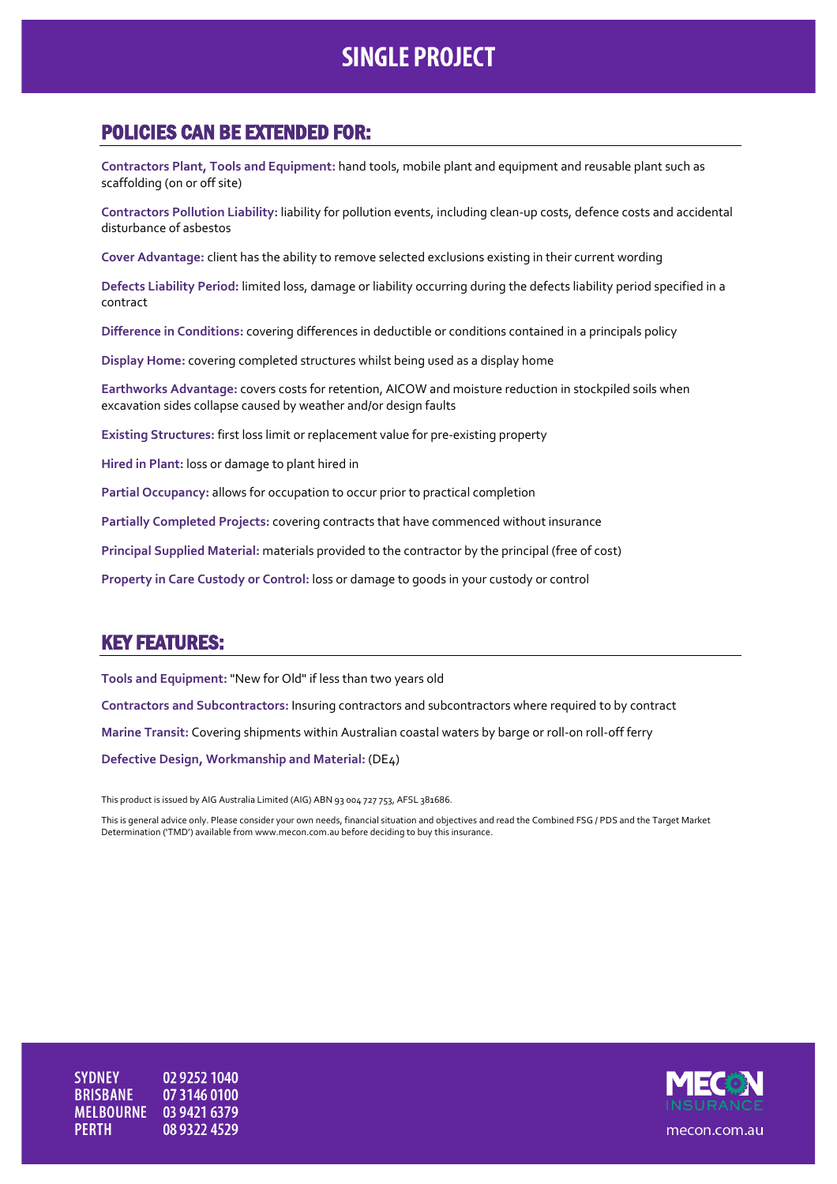# SINGLE PROJECT

## POLICIES CAN BE EXTENDED FOR:

**Contractors Plant, Tools and Equipment:** hand tools, mobile plant and equipment and reusable plant such as scaffolding (on or off site)

**Contractors Pollution Liability:** liability for pollution events, including clean-up costs, defence costs and accidental disturbance of asbestos

**Cover Advantage:** client has the ability to remove selected exclusions existing in their current wording

**Defects Liability Period:** limited loss, damage or liability occurring during the defects liability period specified in a contract

**Difference in Conditions:** covering differences in deductible or conditions contained in a principals policy

**Display Home:** covering completed structures whilst being used as a display home

**Earthworks Advantage:** covers costs for retention, AICOW and moisture reduction in stockpiled soils when excavation sides collapse caused by weather and/or design faults

**Existing Structures:** first loss limit or replacement value for pre-existing property

**Hired in Plant:** loss or damage to plant hired in

**Partial Occupancy:** allows for occupation to occur prior to practical completion

**Partially Completed Projects:** covering contracts that have commenced without insurance

**Principal Supplied Material:** materials provided to the contractor by the principal (free of cost)

**Property in Care Custody or Control:** loss or damage to goods in your custody or control

## KEY FEATURES:

**Tools and Equipment:** "New for Old" if less than two years old

**Contractors and Subcontractors:** Insuring contractors and subcontractors where required to by contract

**Marine Transit:** Covering shipments within Australian coastal waters by barge or roll-on roll-off ferry

**Defective Design, Workmanship and Material:** (DE4)

This product is issued by AIG Australia Limited (AIG) ABN 93 004 727 753, AFSL 381686.

This is general advice only. Please consider your own needs, financial situation and objectives and read the Combined FSG / PDS and the Target Market Determination ('TMD') available from www.mecon.com.au before deciding to buy this insurance.

SYDNEY 02 9252 1040
BRISBANE 07 3146 0100
MELBOURNE 03 9421 6379
PERTH 08 9322 4529

MECON INSURANCE
mecon.com.au